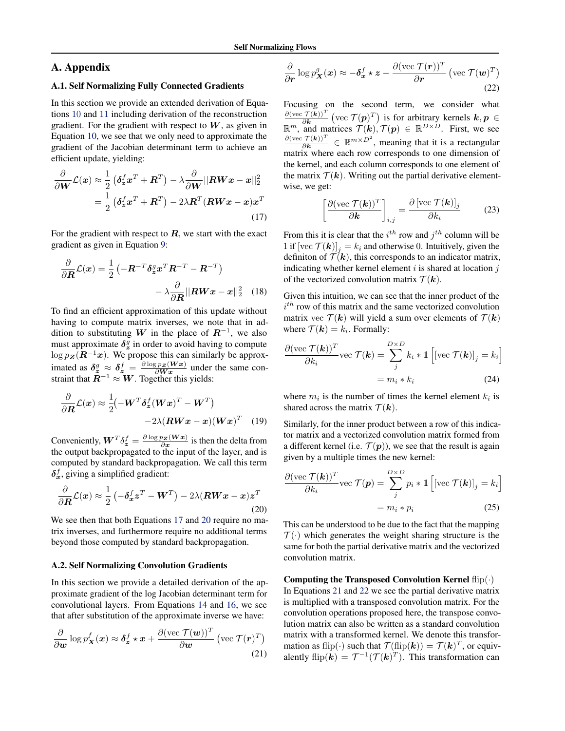## A. Appendix

### A.1. Self Normalizing Fully Connected Gradients

In this section we provide an extended derivation of Equations 10 and 11 including derivation of the reconstruction gradient. For the gradient with respect to $\boldsymbol{W}$, as given in Equation 10, we see that we only need to approximate the gradient of the Jacobian determinant term to achieve an efficient update, yielding:

$$
\begin{aligned}
\frac{\partial}{\partial \boldsymbol{W}}\mathcal{L}(\boldsymbol{x}) &\approx \frac{1}{2}\left(\boldsymbol{\delta}_{\boldsymbol{z}}^{f}\boldsymbol{x}^{T} + \boldsymbol{R}^{T}\right) - \lambda\frac{\partial}{\partial \boldsymbol{W}}||\boldsymbol{R}\boldsymbol{W}\boldsymbol{x} - \boldsymbol{x}||_2^2 \\
&= \frac{1}{2}\left(\boldsymbol{\delta}_{\boldsymbol{z}}^{f}\boldsymbol{x}^{T} + \boldsymbol{R}^{T}\right) - 2\lambda\boldsymbol{R}^{T}(\boldsymbol{R}\boldsymbol{W}\boldsymbol{x} - \boldsymbol{x})\boldsymbol{x}^{T}
\end{aligned} \tag{17}
$$

For the gradient with respect to $\boldsymbol{R}$, we start with the exact gradient as given in Equation 9:

$$
\frac{\partial}{\partial \boldsymbol{R}}\mathcal{L}(\boldsymbol{x}) = \frac{1}{2}\left(-\boldsymbol{R}^{-T}\boldsymbol{\delta}_{\boldsymbol{z}}^{g}\boldsymbol{x}^{T}\boldsymbol{R}^{-T} - \boldsymbol{R}^{-T}\right) - \lambda\frac{\partial}{\partial \boldsymbol{R}}||\boldsymbol{R}\boldsymbol{W}\boldsymbol{x} - \boldsymbol{x}||_2^2 \tag{18}
$$

To find an efficient approximation of this update without having to compute matrix inverses, we note that in addition to substituting $\boldsymbol{W}$ in the place of $\boldsymbol{R}^{-1}$, we also must approximate $\boldsymbol{\delta}_{\boldsymbol{z}}^{g}$ in order to avoid having to compute $\log p_{\boldsymbol{Z}}(\boldsymbol{R}^{-1}\boldsymbol{x})$. We propose this can similarly be approximated as $\boldsymbol{\delta}_{\boldsymbol{z}}^{g} \approx \boldsymbol{\delta}_{\boldsymbol{z}}^{f} = \frac{\partial \log p_{\boldsymbol{Z}}(\boldsymbol{W}\boldsymbol{x})}{\partial \boldsymbol{W}\boldsymbol{x}}$ under the same constraint that $\boldsymbol{R}^{-1} \approx \boldsymbol{W}$. Together this yields:

$$
\frac{\partial}{\partial \boldsymbol{R}}\mathcal{L}(\boldsymbol{x}) \approx \frac{1}{2}\left(-\boldsymbol{W}^{T}\boldsymbol{\delta}_{\boldsymbol{z}}^{f}(\boldsymbol{W}\boldsymbol{x})^{T} - \boldsymbol{W}^{T}\right) - 2\lambda(\boldsymbol{R}\boldsymbol{W}\boldsymbol{x} - \boldsymbol{x})(\boldsymbol{W}\boldsymbol{x})^{T} \tag{19}
$$

Conveniently, $\boldsymbol{W}^{T}\delta_{\boldsymbol{z}}^{f} = \frac{\partial \log p_{\boldsymbol{Z}}(\boldsymbol{W}\boldsymbol{x})}{\partial \boldsymbol{x}}$ is then the delta from the output backpropagated to the input of the layer, and is computed by standard backpropagation. We call this term $\boldsymbol{\delta}_{\boldsymbol{x}}^{f}$, giving a simplified gradient:

$$
\frac{\partial}{\partial \boldsymbol{R}}\mathcal{L}(\boldsymbol{x}) \approx \frac{1}{2}\left(-\boldsymbol{\delta}_{\boldsymbol{x}}^{f}\boldsymbol{z}^{T} - \boldsymbol{W}^{T}\right) - 2\lambda(\boldsymbol{R}\boldsymbol{W}\boldsymbol{x} - \boldsymbol{x})\boldsymbol{z}^{T} \tag{20}
$$

We see then that both Equations 17 and 20 require no matrix inverses, and furthermore require no additional terms beyond those computed by standard backpropagation.

### A.2. Self Normalizing Convolution Gradients

In this section we provide a detailed derivation of the approximate gradient of the log Jacobian determinant term for convolutional layers. From Equations 14 and 16, we see that after substitution of the approximate inverse we have:

$$
\frac{\partial}{\partial \boldsymbol{w}}\log p_{\boldsymbol{X}}^{f}(\boldsymbol{x}) \approx \boldsymbol{\delta}_{\boldsymbol{z}}^{f} \star \boldsymbol{x} + \frac{\partial(\mathrm{vec}\,\mathcal{T}(\boldsymbol{w}))^{T}}{\partial \boldsymbol{w}}\left(\mathrm{vec}\,\mathcal{T}(\boldsymbol{r})^{T}\right) \tag{21}
$$

$$
\frac{\partial}{\partial \boldsymbol{r}}\log p_{\boldsymbol{X}}^{g}(\boldsymbol{x}) \approx -\boldsymbol{\delta}_{\boldsymbol{x}}^{f} \star \boldsymbol{z} - \frac{\partial(\mathrm{vec}\,\mathcal{T}(\boldsymbol{r}))^{T}}{\partial \boldsymbol{r}}\left(\mathrm{vec}\,\mathcal{T}(\boldsymbol{w})^{T}\right) \tag{22}
$$

Focusing on the second term, we consider what $\frac{\partial(\mathrm{vec}\,\mathcal{T}(\boldsymbol{k}))^{T}}{\partial \boldsymbol{k}}\left(\mathrm{vec}\,\mathcal{T}(\boldsymbol{p})^{T}\right)$ is for arbitrary kernels $\boldsymbol{k}, \boldsymbol{p} \in \mathbb{R}^{m}$, and matrices $\mathcal{T}(\boldsymbol{k}), \mathcal{T}(\boldsymbol{p}) \in \mathbb{R}^{D\times D}$. First, we see $\frac{\partial(\mathrm{vec}\,\mathcal{T}(\boldsymbol{k}))^{T}}{\partial \boldsymbol{k}} \in \mathbb{R}^{m\times D^2}$, meaning that it is a rectangular matrix where each row corresponds to one dimension of the kernel, and each column corresponds to one element of the matrix $\mathcal{T}(\boldsymbol{k})$. Writing out the partial derivative element-wise, we get:

$$
\left[\frac{\partial(\mathrm{vec}\,\mathcal{T}(\boldsymbol{k}))^{T}}{\partial \boldsymbol{k}}\right]_{i,j} = \frac{\partial\left[\mathrm{vec}\,\mathcal{T}(\boldsymbol{k})\right]_j}{\partial k_i} \tag{23}
$$

From this it is clear that the $i^{th}$ row and $j^{th}$ column will be 1 if $\left[\mathrm{vec}\,\mathcal{T}(\boldsymbol{k})\right]_j = k_i$ and otherwise 0. Intuitively, given the definiton of $\mathcal{T}(\boldsymbol{k})$, this corresponds to an indicator matrix, indicating whether kernel element $i$ is shared at location $j$ of the vectorized convolution matrix $\mathcal{T}(\boldsymbol{k})$.

Given this intuition, we can see that the inner product of the $i^{th}$ row of this matrix and the same vectorized convolution matrix $\mathrm{vec}\,\mathcal{T}(\boldsymbol{k})$ will yield a sum over elements of $\mathcal{T}(\boldsymbol{k})$ where $\mathcal{T}(\boldsymbol{k}) = k_i$. Formally:

$$
\begin{aligned}
\frac{\partial(\mathrm{vec}\,\mathcal{T}(\boldsymbol{k}))^{T}}{\partial k_i}\mathrm{vec}\,\mathcal{T}(\boldsymbol{k}) &= \sum_{j}^{D\times D} k_i * \mathbb{1}\left[\left[\mathrm{vec}\,\mathcal{T}(\boldsymbol{k})\right]_j = k_i\right] \\
&= m_i * k_i
\end{aligned} \tag{24}
$$

where $m_i$ is the number of times the kernel element $k_i$ is shared across the matrix $\mathcal{T}(\boldsymbol{k})$.

Similarly, for the inner product between a row of this indicator matrix and a vectorized convolution matrix formed from a different kernel (i.e. $\mathcal{T}(\boldsymbol{p})$), we see that the result is again given by a multiple times the new kernel:

$$
\begin{aligned}
\frac{\partial(\mathrm{vec}\,\mathcal{T}(\boldsymbol{k}))^{T}}{\partial k_i}\mathrm{vec}\,\mathcal{T}(\boldsymbol{p}) &= \sum_{j}^{D\times D} p_i * \mathbb{1}\left[\left[\mathrm{vec}\,\mathcal{T}(\boldsymbol{k})\right]_j = k_i\right] \\
&= m_i * p_i
\end{aligned} \tag{25}
$$

This can be understood to be due to the fact that the mapping $\mathcal{T}(\cdot)$ which generates the weight sharing structure is the same for both the partial derivative matrix and the vectorized convolution matrix.

**Computing the Transposed Convolution Kernel** $\mathrm{flip}(\cdot)$ In Equations 21 and 22 we see the partial derivative matrix is multiplied with a transposed convolution matrix. For the convolution operations proposed here, the transpose convolution matrix can also be written as a standard convolution matrix with a transformed kernel. We denote this transformation as $\mathrm{flip}(\cdot)$ such that $\mathcal{T}(\mathrm{flip}(\boldsymbol{k})) = \mathcal{T}(\boldsymbol{k})^{T}$, or equivalently $\mathrm{flip}(\boldsymbol{k}) = \mathcal{T}^{-1}(\mathcal{T}(\boldsymbol{k})^{T})$. This transformation can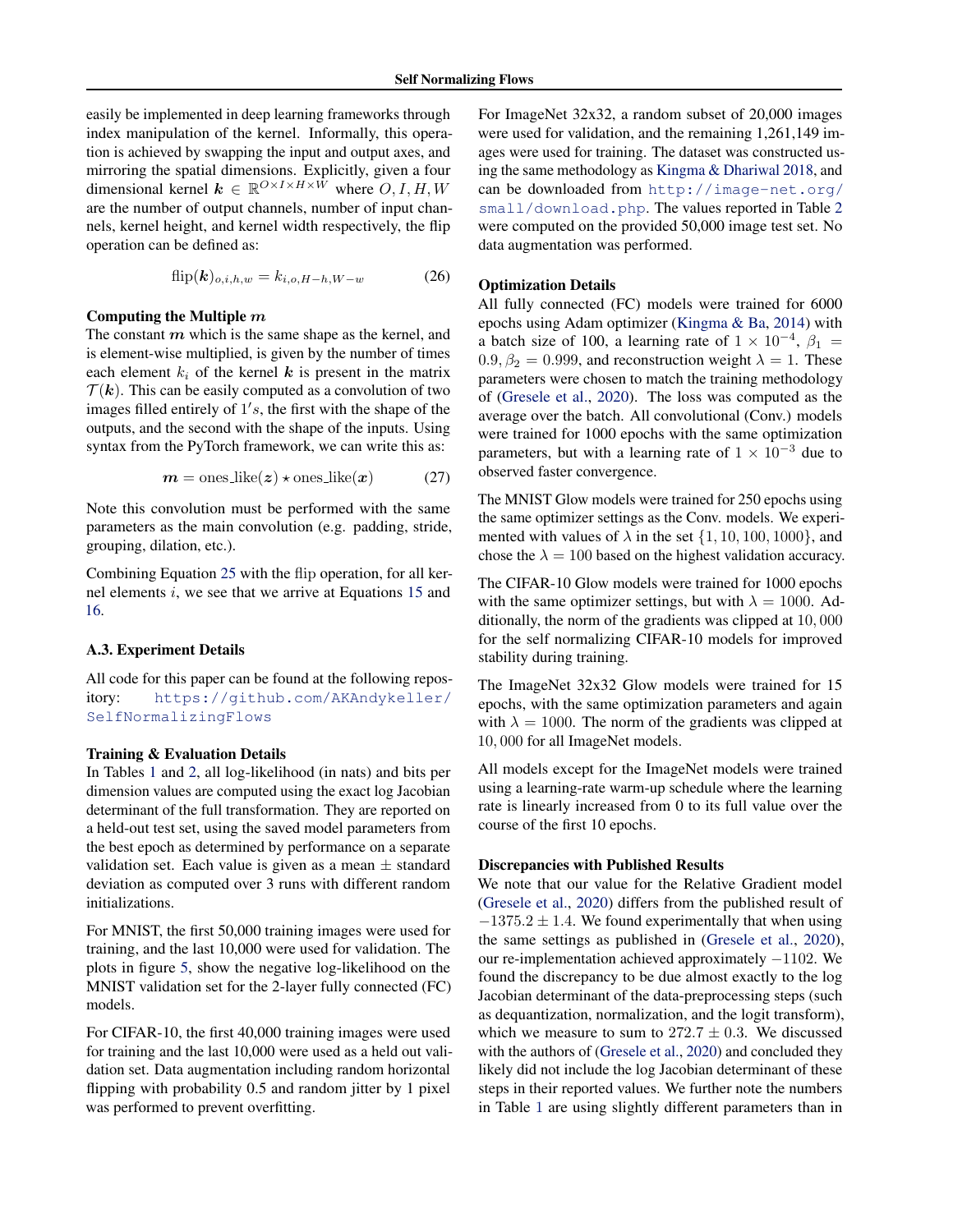easily be implemented in deep learning frameworks through index manipulation of the kernel. Informally, this operation is achieved by swapping the input and output axes, and mirroring the spatial dimensions. Explicitly, given a four dimensional kernel $\boldsymbol{k} \in \mathbb{R}^{O \times I \times H \times W}$ where $O, I, H, W$ are the number of output channels, number of input channels, kernel height, and kernel width respectively, the flip operation can be defined as:

$$\text{flip}(\boldsymbol{k})_{o,i,h,w} = k_{i,o,H-h,W-w} \tag{26}$$

**Computing the Multiple $m$**

The constant $\boldsymbol{m}$ which is the same shape as the kernel, and is element-wise multiplied, is given by the number of times each element $k_i$ of the kernel $\boldsymbol{k}$ is present in the matrix $\mathcal{T}(\boldsymbol{k})$. This can be easily computed as a convolution of two images filled entirely of $1's$, the first with the shape of the outputs, and the second with the shape of the inputs. Using syntax from the PyTorch framework, we can write this as:

$$\boldsymbol{m} = \text{ones\_like}(\boldsymbol{z}) \star \text{ones\_like}(\boldsymbol{x}) \tag{27}$$

Note this convolution must be performed with the same parameters as the main convolution (e.g. padding, stride, grouping, dilation, etc.).

Combining Equation 25 with the flip operation, for all kernel elements $i$, we see that we arrive at Equations 15 and 16.

### A.3. Experiment Details

All code for this paper can be found at the following repository: https://github.com/AKAndykeller/SelfNormalizingFlows

**Training & Evaluation Details**

In Tables 1 and 2, all log-likelihood (in nats) and bits per dimension values are computed using the exact log Jacobian determinant of the full transformation. They are reported on a held-out test set, using the saved model parameters from the best epoch as determined by performance on a separate validation set. Each value is given as a mean $\pm$ standard deviation as computed over 3 runs with different random initializations.

For MNIST, the first 50,000 training images were used for training, and the last 10,000 were used for validation. The plots in figure 5, show the negative log-likelihood on the MNIST validation set for the 2-layer fully connected (FC) models.

For CIFAR-10, the first 40,000 training images were used for training and the last 10,000 were used as a held out validation set. Data augmentation including random horizontal flipping with probability 0.5 and random jitter by 1 pixel was performed to prevent overfitting.

For ImageNet 32x32, a random subset of 20,000 images were used for validation, and the remaining 1,261,149 images were used for training. The dataset was constructed using the same methodology as Kingma & Dhariwal 2018, and can be downloaded from http://image-net.org/small/download.php. The values reported in Table 2 were computed on the provided 50,000 image test set. No data augmentation was performed.

**Optimization Details**

All fully connected (FC) models were trained for 6000 epochs using Adam optimizer (Kingma & Ba, 2014) with a batch size of 100, a learning rate of $1 \times 10^{-4}$, $\beta_1 = 0.9, \beta_2 = 0.999$, and reconstruction weight $\lambda = 1$. These parameters were chosen to match the training methodology of (Gresele et al., 2020). The loss was computed as the average over the batch. All convolutional (Conv.) models were trained for 1000 epochs with the same optimization parameters, but with a learning rate of $1 \times 10^{-3}$ due to observed faster convergence.

The MNIST Glow models were trained for 250 epochs using the same optimizer settings as the Conv. models. We experimented with values of $\lambda$ in the set $\{1, 10, 100, 1000\}$, and chose the $\lambda = 100$ based on the highest validation accuracy.

The CIFAR-10 Glow models were trained for 1000 epochs with the same optimizer settings, but with $\lambda = 1000$. Additionally, the norm of the gradients was clipped at $10,000$ for the self normalizing CIFAR-10 models for improved stability during training.

The ImageNet 32x32 Glow models were trained for 15 epochs, with the same optimization parameters and again with $\lambda = 1000$. The norm of the gradients was clipped at $10,000$ for all ImageNet models.

All models except for the ImageNet models were trained using a learning-rate warm-up schedule where the learning rate is linearly increased from 0 to its full value over the course of the first 10 epochs.

**Discrepancies with Published Results**

We note that our value for the Relative Gradient model (Gresele et al., 2020) differs from the published result of $-1375.2 \pm 1.4$. We found experimentally that when using the same settings as published in (Gresele et al., 2020), our re-implementation achieved approximately $-1102$. We found the discrepancy to be due almost exactly to the log Jacobian determinant of the data-preprocessing steps (such as dequantization, normalization, and the logit transform), which we measure to sum to $272.7 \pm 0.3$. We discussed with the authors of (Gresele et al., 2020) and concluded they likely did not include the log Jacobian determinant of these steps in their reported values. We further note the numbers in Table 1 are using slightly different parameters than in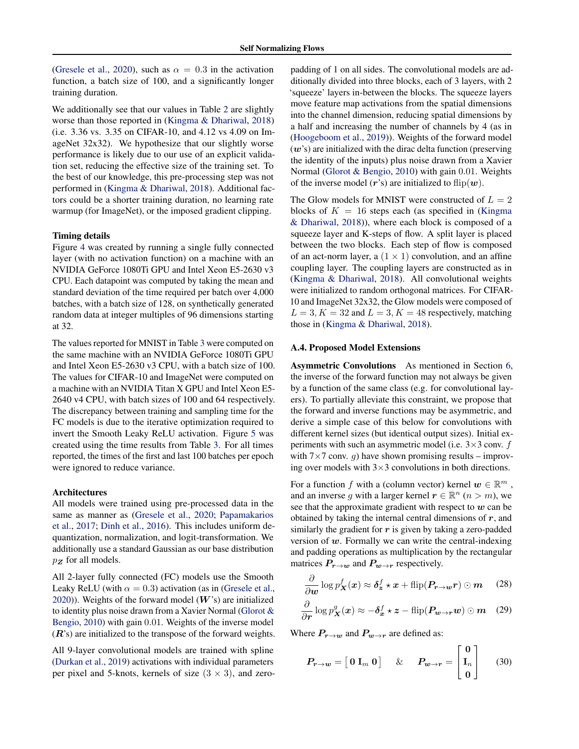(Gresele et al., 2020), such as $\alpha = 0.3$ in the activation function, a batch size of 100, and a significantly longer training duration.

We additionally see that our values in Table 2 are slightly worse than those reported in (Kingma & Dhariwal, 2018) (i.e. 3.36 vs. 3.35 on CIFAR-10, and 4.12 vs 4.09 on ImageNet 32x32). We hypothesize that our slightly worse performance is likely due to our use of an explicit validation set, reducing the effective size of the training set. To the best of our knowledge, this pre-processing step was not performed in (Kingma & Dhariwal, 2018). Additional factors could be a shorter training duration, no learning rate warmup (for ImageNet), or the imposed gradient clipping.

**Timing details**

Figure 4 was created by running a single fully connected layer (with no activation function) on a machine with an NVIDIA GeForce 1080Ti GPU and Intel Xeon E5-2630 v3 CPU. Each datapoint was computed by taking the mean and standard deviation of the time required per batch over 4,000 batches, with a batch size of 128, on synthetically generated random data at integer multiples of 96 dimensions starting at 32.

The values reported for MNIST in Table 3 were computed on the same machine with an NVIDIA GeForce 1080Ti GPU and Intel Xeon E5-2630 v3 CPU, with a batch size of 100. The values for CIFAR-10 and ImageNet were computed on a machine with an NVIDIA Titan X GPU and Intel Xeon E5-2640 v4 CPU, with batch sizes of 100 and 64 respectively. The discrepancy between training and sampling time for the FC models is due to the iterative optimization required to invert the Smooth Leaky ReLU activation. Figure 5 was created using the time results from Table 3. For all times reported, the times of the first and last 100 batches per epoch were ignored to reduce variance.

**Architectures**

All models were trained using pre-processed data in the same as manner as (Gresele et al., 2020; Papamakarios et al., 2017; Dinh et al., 2016). This includes uniform dequantization, normalization, and logit-transformation. We additionally use a standard Gaussian as our base distribution $p_{\boldsymbol{Z}}$ for all models.

All 2-layer fully connected (FC) models use the Smooth Leaky ReLU (with $\alpha = 0.3$) activation (as in (Gresele et al., 2020)). Weights of the forward model ($\boldsymbol{W}$'s) are initialized to identity plus noise drawn from a Xavier Normal (Glorot & Bengio, 2010) with gain 0.01. Weights of the inverse model ($\boldsymbol{R}$'s) are initialized to the transpose of the forward weights.

All 9-layer convolutional models are trained with spline (Durkan et al., 2019) activations with individual parameters per pixel and 5-knots, kernels of size $(3 \times 3)$, and zero-padding of 1 on all sides. The convolutional models are additionally divided into three blocks, each of 3 layers, with 2 'squeeze' layers in-between the blocks. The squeeze layers move feature map activations from the spatial dimensions into the channel dimension, reducing spatial dimensions by a half and increasing the number of channels by 4 (as in (Hoogeboom et al., 2019)). Weights of the forward model ($\boldsymbol{w}$'s) are initialized with the dirac delta function (preserving the identity of the inputs) plus noise drawn from a Xavier Normal (Glorot & Bengio, 2010) with gain 0.01. Weights of the inverse model ($\boldsymbol{r}$'s) are initialized to $\text{flip}(\boldsymbol{w})$.

The Glow models for MNIST were constructed of $L = 2$ blocks of $K = 16$ steps each (as specified in (Kingma & Dhariwal, 2018)), where each block is composed of a squeeze layer and K-steps of flow. A split layer is placed between the two blocks. Each step of flow is composed of an act-norm layer, a $(1 \times 1)$ convolution, and an affine coupling layer. The coupling layers are constructed as in (Kingma & Dhariwal, 2018). All convolutional weights were initialized to random orthogonal matrices. For CIFAR-10 and ImageNet 32x32, the Glow models were composed of $L = 3, K = 32$ and $L = 3, K = 48$ respectively, matching those in (Kingma & Dhariwal, 2018).

### A.4. Proposed Model Extensions

**Asymmetric Convolutions** As mentioned in Section 6, the inverse of the forward function may not always be given by a function of the same class (e.g. for convolutional layers). To partially alleviate this constraint, we propose that the forward and inverse functions may be asymmetric, and derive a simple case of this below for convolutions with different kernel sizes (but identical output sizes). Initial experiments with such an asymmetric model (i.e. 3×3 conv. $f$ with 7×7 conv. $g$) have shown promising results – improving over models with 3×3 convolutions in both directions.

For a function $f$ with a (column vector) kernel $\boldsymbol{w} \in \mathbb{R}^m$, and an inverse $g$ with a larger kernel $\boldsymbol{r} \in \mathbb{R}^n$ ($n > m$), we see that the approximate gradient with respect to $\boldsymbol{w}$ can be obtained by taking the internal central dimensions of $\boldsymbol{r}$, and similarly the gradient for $\boldsymbol{r}$ is given by taking a zero-padded version of $\boldsymbol{w}$. Formally we can write the central-indexing and padding operations as multiplication by the rectangular matrices $\boldsymbol{P_{r \rightarrow w}}$ and $\boldsymbol{P_{w \rightarrow r}}$ respectively.

$$\frac{\partial}{\partial \boldsymbol{w}} \log p^f_{\boldsymbol{X}}(\boldsymbol{x}) \approx \boldsymbol{\delta}^f_{\boldsymbol{z}} \star \boldsymbol{x} + \text{flip}(\boldsymbol{P_{r \rightarrow w}} \boldsymbol{r}) \odot \boldsymbol{m} \tag{28}$$

$$\frac{\partial}{\partial \boldsymbol{r}} \log p^g_{\boldsymbol{X}}(\boldsymbol{x}) \approx -\boldsymbol{\delta}^f_{\boldsymbol{x}} \star \boldsymbol{z} - \text{flip}(\boldsymbol{P_{w \rightarrow r}} \boldsymbol{w}) \odot \boldsymbol{m} \tag{29}$$

Where $\boldsymbol{P_{r \rightarrow w}}$ and $\boldsymbol{P_{w \rightarrow r}}$ are defined as:

$$\boldsymbol{P_{r \rightarrow w}} = \begin{bmatrix} \boldsymbol{0} \; \mathbf{I}_m \; \boldsymbol{0} \end{bmatrix} \quad \& \quad \boldsymbol{P_{w \rightarrow r}} = \begin{bmatrix} \boldsymbol{0} \\ \mathbf{I}_n \\ \boldsymbol{0} \end{bmatrix} \tag{30}$$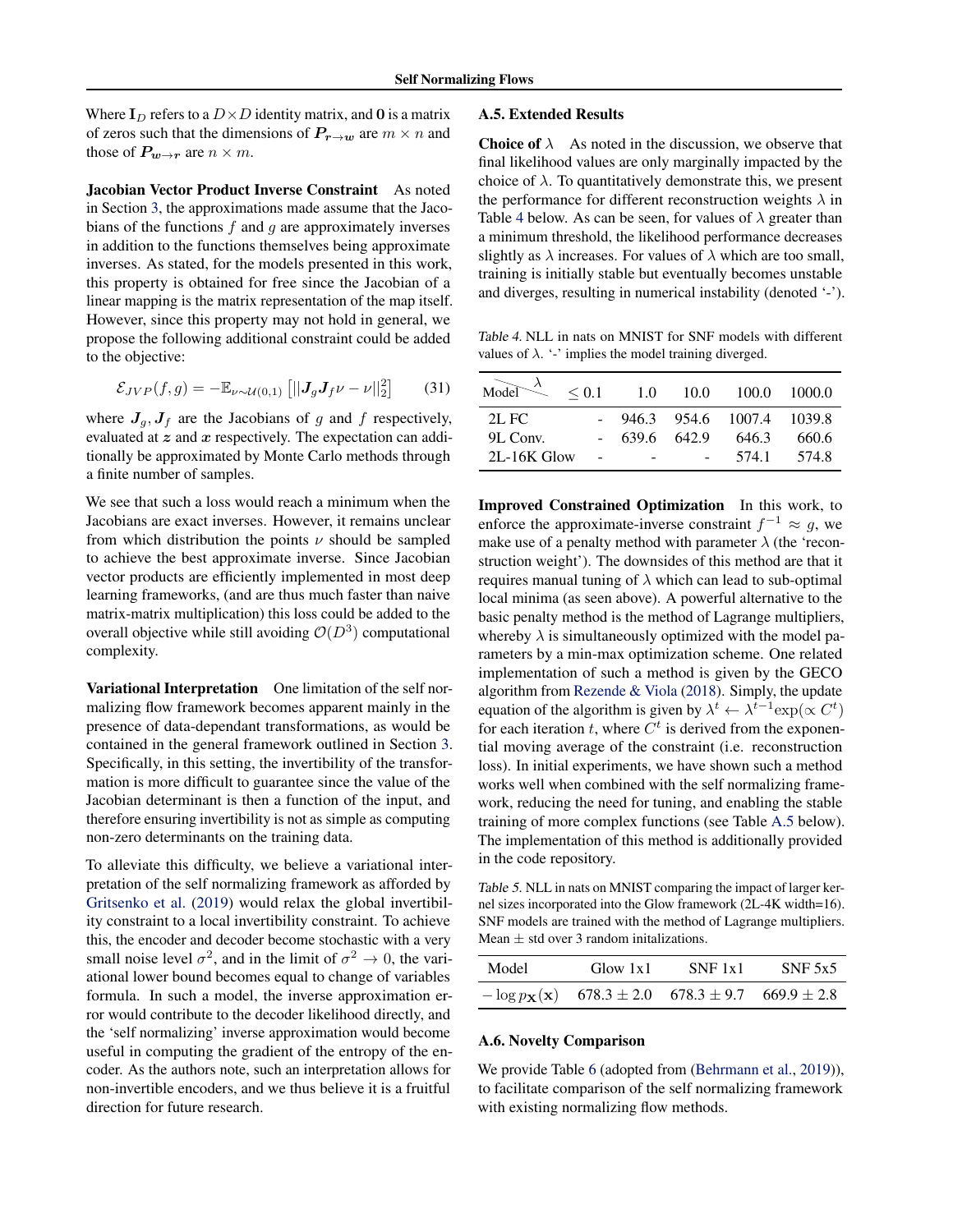Where $\mathbf{I}_D$ refers to a $D \times D$ identity matrix, and $\mathbf{0}$ is a matrix of zeros such that the dimensions of $\boldsymbol{P_{r \to w}}$ are $m \times n$ and those of $\boldsymbol{P_{w \to r}}$ are $n \times m$.

**Jacobian Vector Product Inverse Constraint** As noted in Section 3, the approximations made assume that the Jacobians of the functions $f$ and $g$ are approximately inverses in addition to the functions themselves being approximate inverses. As stated, for the models presented in this work, this property is obtained for free since the Jacobian of a linear mapping is the matrix representation of the map itself. However, since this property may not hold in general, we propose the following additional constraint could be added to the objective:

$$\mathcal{E}_{JVP}(f, g) = -\mathbb{E}_{\nu \sim \mathcal{U}(0,1)} \left[ ||\boldsymbol{J}_g \boldsymbol{J}_f \nu - \nu||_2^2 \right] \tag{31}$$

where $\boldsymbol{J}_g, \boldsymbol{J}_f$ are the Jacobians of $g$ and $f$ respectively, evaluated at $\boldsymbol{z}$ and $\boldsymbol{x}$ respectively. The expectation can additionally be approximated by Monte Carlo methods through a finite number of samples.

We see that such a loss would reach a minimum when the Jacobians are exact inverses. However, it remains unclear from which distribution the points $\nu$ should be sampled to achieve the best approximate inverse. Since Jacobian vector products are efficiently implemented in most deep learning frameworks, (and are thus much faster than naive matrix-matrix multiplication) this loss could be added to the overall objective while still avoiding $\mathcal{O}(D^3)$ computational complexity.

**Variational Interpretation** One limitation of the self normalizing flow framework becomes apparent mainly in the presence of data-dependant transformations, as would be contained in the general framework outlined in Section 3. Specifically, in this setting, the invertibility of the transformation is more difficult to guarantee since the value of the Jacobian determinant is then a function of the input, and therefore ensuring invertibility is not as simple as computing non-zero determinants on the training data.

To alleviate this difficulty, we believe a variational interpretation of the self normalizing framework as afforded by Gritsenko et al. (2019) would relax the global invertibility constraint to a local invertibility constraint. To achieve this, the encoder and decoder become stochastic with a very small noise level $\sigma^2$, and in the limit of $\sigma^2 \to 0$, the variational lower bound becomes equal to change of variables formula. In such a model, the inverse approximation error would contribute to the decoder likelihood directly, and the 'self normalizing' inverse approximation would become useful in computing the gradient of the entropy of the encoder. As the authors note, such an interpretation allows for non-invertible encoders, and we thus believe it is a fruitful direction for future research.

### A.5. Extended Results

**Choice of $\lambda$** As noted in the discussion, we observe that final likelihood values are only marginally impacted by the choice of $\lambda$. To quantitatively demonstrate this, we present the performance for different reconstruction weights $\lambda$ in Table 4 below. As can be seen, for values of $\lambda$ greater than a minimum threshold, the likelihood performance decreases slightly as $\lambda$ increases. For values of $\lambda$ which are too small, training is initially stable but eventually becomes unstable and diverges, resulting in numerical instability (denoted '-').

*Table 4.* NLL in nats on MNIST for SNF models with different values of $\lambda$. '-' implies the model training diverged.

| Model \ $\lambda$ | $\leq 0.1$ | 1.0 | 10.0 | 100.0 | 1000.0 |
|---|---|---|---|---|---|
| 2L FC | - | 946.3 | 954.6 | 1007.4 | 1039.8 |
| 9L Conv. | - | 639.6 | 642.9 | 646.3 | 660.6 |
| 2L-16K Glow | - | - | - | 574.1 | 574.8 |

**Improved Constrained Optimization** In this work, to enforce the approximate-inverse constraint $f^{-1} \approx g$, we make use of a penalty method with parameter $\lambda$ (the 'reconstruction weight'). The downsides of this method are that it requires manual tuning of $\lambda$ which can lead to sub-optimal local minima (as seen above). A powerful alternative to the basic penalty method is the method of Lagrange multipliers, whereby $\lambda$ is simultaneously optimized with the model parameters by a min-max optimization scheme. One related implementation of such a method is given by the GECO algorithm from Rezende & Viola (2018). Simply, the update equation of the algorithm is given by $\lambda^t \leftarrow \lambda^{t-1} \exp(\propto C^t)$ for each iteration $t$, where $C^t$ is derived from the exponential moving average of the constraint (i.e. reconstruction loss). In initial experiments, we have shown such a method works well when combined with the self normalizing framework, reducing the need for tuning, and enabling the stable training of more complex functions (see Table A.5 below). The implementation of this method is additionally provided in the code repository.

*Table 5.* NLL in nats on MNIST comparing the impact of larger kernel sizes incorporated into the Glow framework (2L-4K width=16). SNF models are trained with the method of Lagrange multipliers. Mean $\pm$ std over 3 random initalizations.

| Model | Glow 1x1 | SNF 1x1 | SNF 5x5 |
|---|---|---|---|
| $-\log p_{\mathbf{X}}(\mathbf{x})$ | $678.3 \pm 2.0$ | $678.3 \pm 9.7$ | $669.9 \pm 2.8$ |

### A.6. Novelty Comparison

We provide Table 6 (adopted from (Behrmann et al., 2019)), to facilitate comparison of the self normalizing framework with existing normalizing flow methods.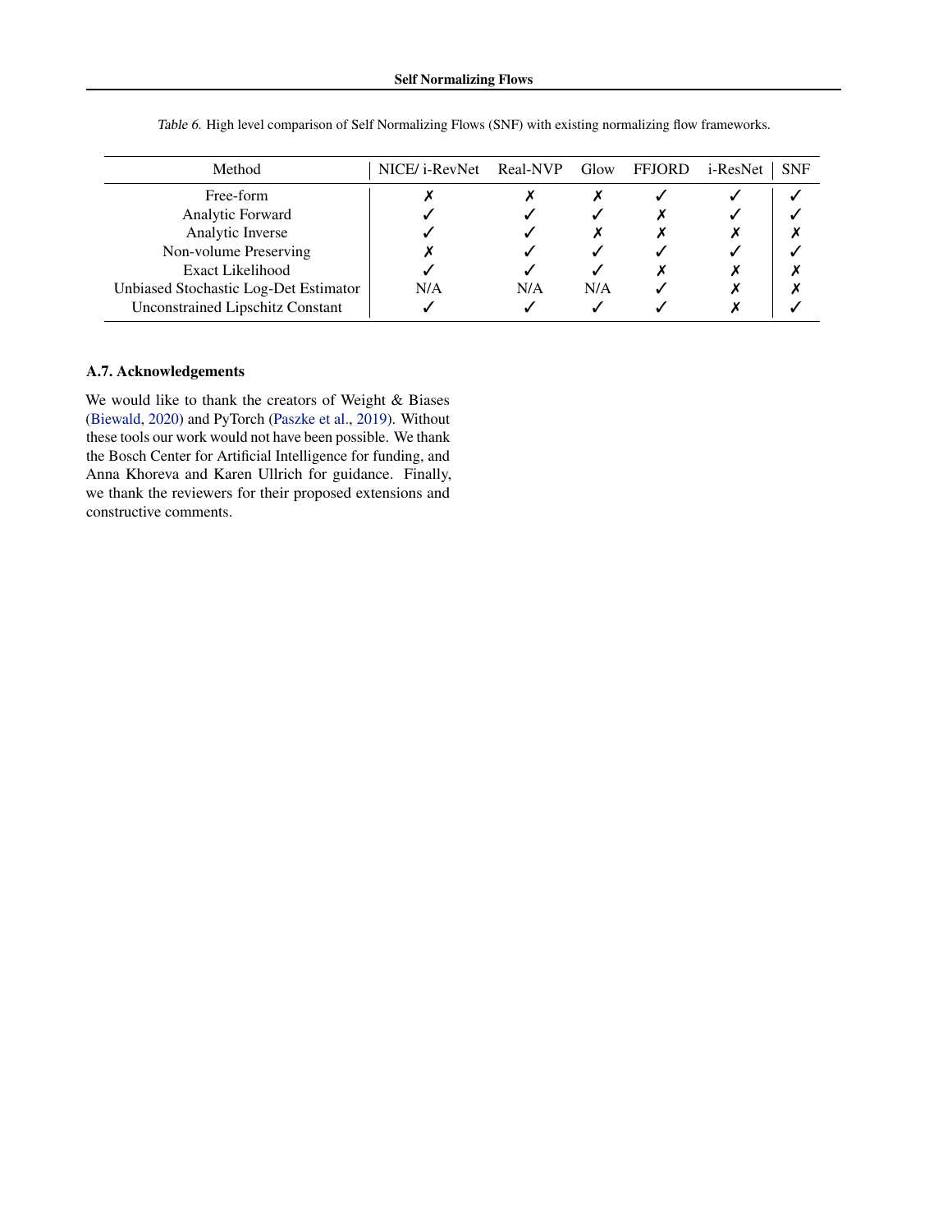Table 6. High level comparison of Self Normalizing Flows (SNF) with existing normalizing flow frameworks.

| Method | NICE/ i-RevNet | Real-NVP | Glow | FFJORD | i-ResNet | SNF |
|---|---|---|---|---|---|---|
| Free-form | ✗ | ✗ | ✗ | ✓ | ✓ | ✓ |
| Analytic Forward | ✓ | ✓ | ✓ | ✗ | ✓ | ✓ |
| Analytic Inverse | ✓ | ✓ | ✗ | ✗ | ✗ | ✗ |
| Non-volume Preserving | ✗ | ✓ | ✓ | ✓ | ✓ | ✓ |
| Exact Likelihood | ✓ | ✓ | ✓ | ✗ | ✗ | ✗ |
| Unbiased Stochastic Log-Det Estimator | N/A | N/A | N/A | ✓ | ✗ | ✗ |
| Unconstrained Lipschitz Constant | ✓ | ✓ | ✓ | ✓ | ✗ | ✓ |

### A.7. Acknowledgements

We would like to thank the creators of Weight & Biases (Biewald, 2020) and PyTorch (Paszke et al., 2019). Without these tools our work would not have been possible. We thank the Bosch Center for Artificial Intelligence for funding, and Anna Khoreva and Karen Ullrich for guidance. Finally, we thank the reviewers for their proposed extensions and constructive comments.